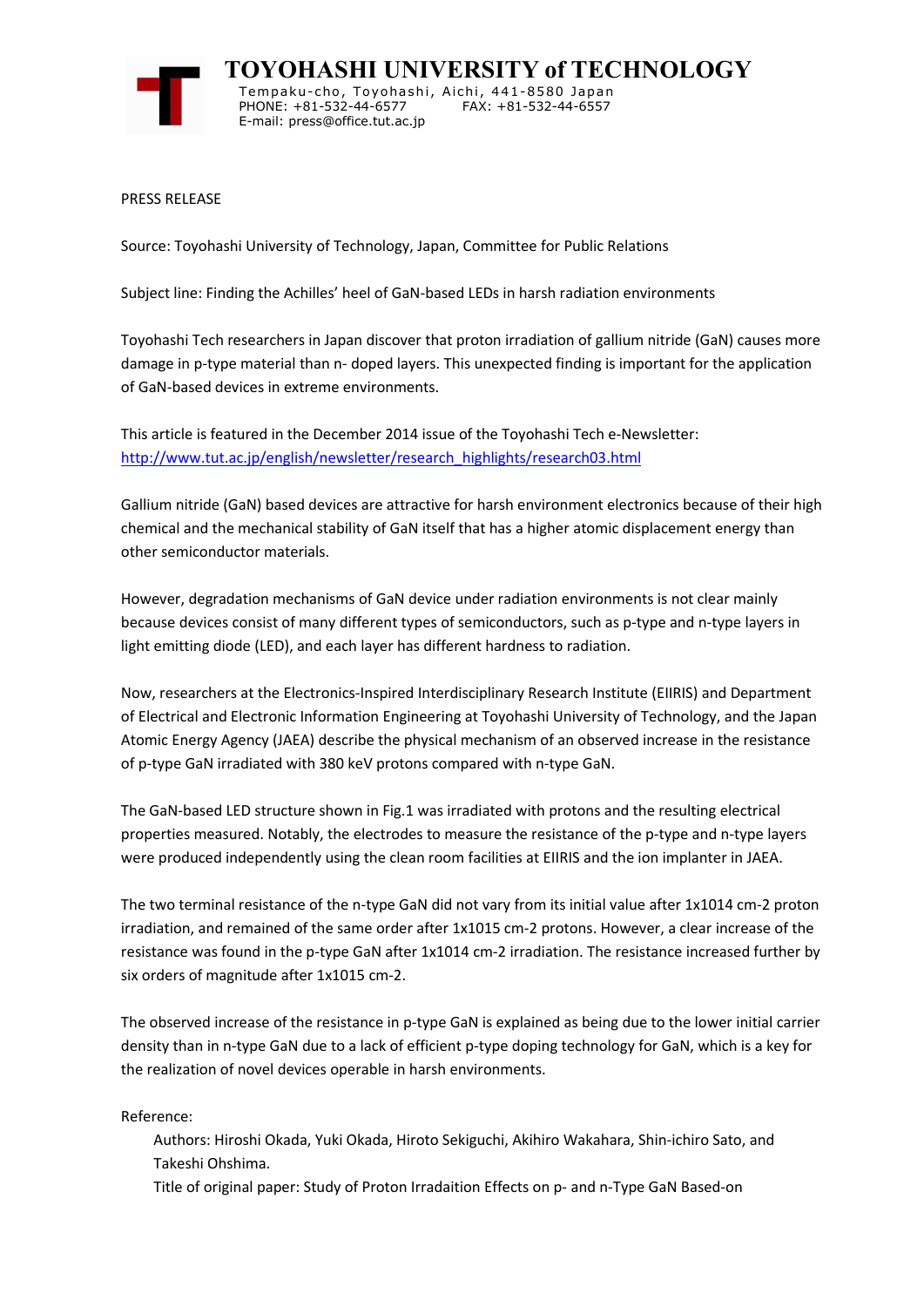# TOYOHASHI UNIVERSITY of TECHNOLOGY

Tempaku-cho, Toyohashi, Aichi, 441-8580 Japan
PHONE: +81-532-44-6577 FAX: +81-532-44-6557
E-mail: press@office.tut.ac.jp

PRESS RELEASE

Source: Toyohashi University of Technology, Japan, Committee for Public Relations

Subject line: Finding the Achilles' heel of GaN-based LEDs in harsh radiation environments

Toyohashi Tech researchers in Japan discover that proton irradiation of gallium nitride (GaN) causes more damage in p-type material than n- doped layers. This unexpected finding is important for the application of GaN-based devices in extreme environments.

This article is featured in the December 2014 issue of the Toyohashi Tech e-Newsletter: [http://www.tut.ac.jp/english/newsletter/research_highlights/research03.html](http://www.tut.ac.jp/english/newsletter/research_highlights/research03.html)

Gallium nitride (GaN) based devices are attractive for harsh environment electronics because of their high chemical and the mechanical stability of GaN itself that has a higher atomic displacement energy than other semiconductor materials.

However, degradation mechanisms of GaN device under radiation environments is not clear mainly because devices consist of many different types of semiconductors, such as p-type and n-type layers in light emitting diode (LED), and each layer has different hardness to radiation.

Now, researchers at the Electronics-Inspired Interdisciplinary Research Institute (EIIRIS) and Department of Electrical and Electronic Information Engineering at Toyohashi University of Technology, and the Japan Atomic Energy Agency (JAEA) describe the physical mechanism of an observed increase in the resistance of p-type GaN irradiated with 380 keV protons compared with n-type GaN.

The GaN-based LED structure shown in Fig.1 was irradiated with protons and the resulting electrical properties measured. Notably, the electrodes to measure the resistance of the p-type and n-type layers were produced independently using the clean room facilities at EIIRIS and the ion implanter in JAEA.

The two terminal resistance of the n-type GaN did not vary from its initial value after 1x1014 cm-2 proton irradiation, and remained of the same order after 1x1015 cm-2 protons. However, a clear increase of the resistance was found in the p-type GaN after 1x1014 cm-2 irradiation. The resistance increased further by six orders of magnitude after 1x1015 cm-2.

The observed increase of the resistance in p-type GaN is explained as being due to the lower initial carrier density than in n-type GaN due to a lack of efficient p-type doping technology for GaN, which is a key for the realization of novel devices operable in harsh environments.

Reference:

Authors: Hiroshi Okada, Yuki Okada, Hiroto Sekiguchi, Akihiro Wakahara, Shin-ichiro Sato, and Takeshi Ohshima.

Title of original paper: Study of Proton Irradaition Effects on p- and n-Type GaN Based-on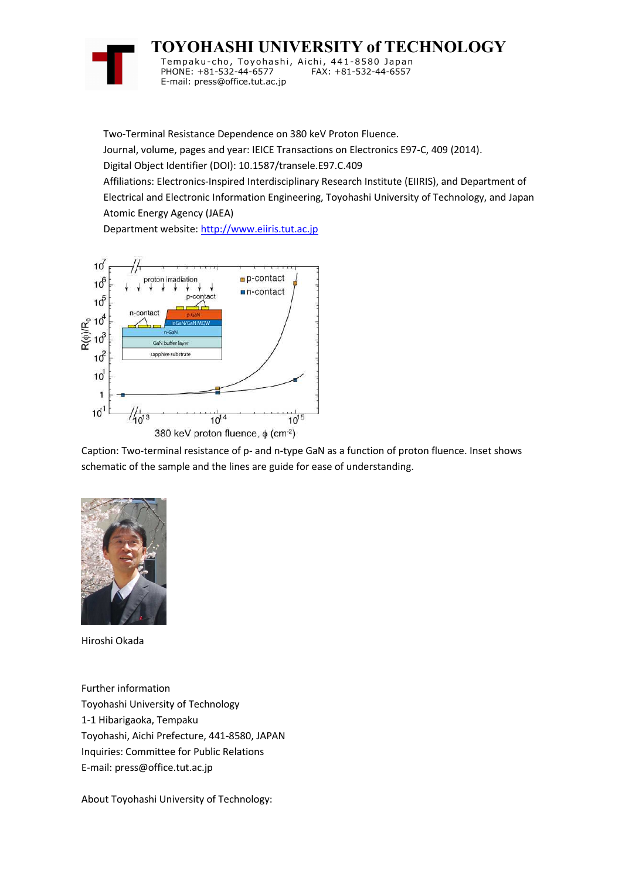# TOYOHASHI UNIVERSITY of TECHNOLOGY

Tempaku-cho, Toyohashi, Aichi, 441-8580 Japan
PHONE: +81-532-44-6577 FAX: +81-532-44-6557
E-mail: press@office.tut.ac.jp

Two-Terminal Resistance Dependence on 380 keV Proton Fluence.
Journal, volume, pages and year: IEICE Transactions on Electronics E97-C, 409 (2014).
Digital Object Identifier (DOI): 10.1587/transele.E97.C.409
Affiliations: Electronics-Inspired Interdisciplinary Research Institute (EIIRIS), and Department of Electrical and Electronic Information Engineering, Toyohashi University of Technology, and Japan Atomic Energy Agency (JAEA)
Department website: http://www.eiiris.tut.ac.jp

Caption: Two-terminal resistance of p- and n-type GaN as a function of proton fluence. Inset shows schematic of the sample and the lines are guide for ease of understanding.

Hiroshi Okada

Further information
Toyohashi University of Technology
1-1 Hibarigaoka, Tempaku
Toyohashi, Aichi Prefecture, 441-8580, JAPAN
Inquiries: Committee for Public Relations
E-mail: press@office.tut.ac.jp

About Toyohashi University of Technology: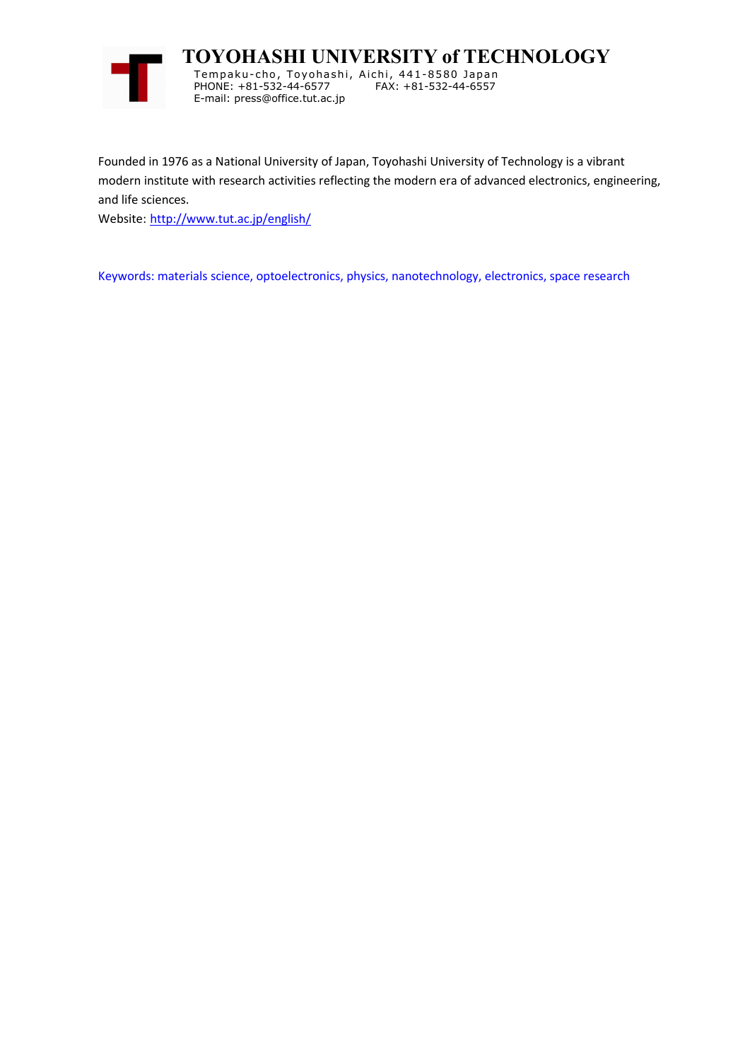# TOYOHASHI UNIVERSITY of TECHNOLOGY

Tempaku-cho, Toyohashi, Aichi, 441-8580 Japan
PHONE: +81-532-44-6577 FAX: +81-532-44-6557
E-mail: press@office.tut.ac.jp

Founded in 1976 as a National University of Japan, Toyohashi University of Technology is a vibrant modern institute with research activities reflecting the modern era of advanced electronics, engineering, and life sciences.
Website: http://www.tut.ac.jp/english/

Keywords: materials science, optoelectronics, physics, nanotechnology, electronics, space research